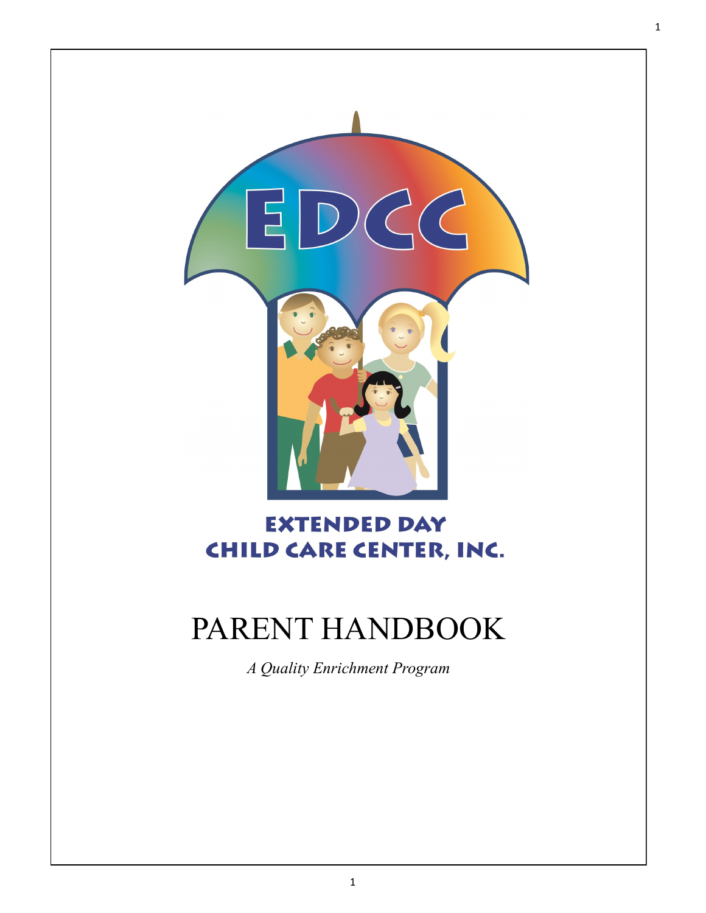EDCC

EXTENDED DAY CHILD CARE CENTER, INC.

# PARENT HANDBOOK

*A Quality Enrichment Program*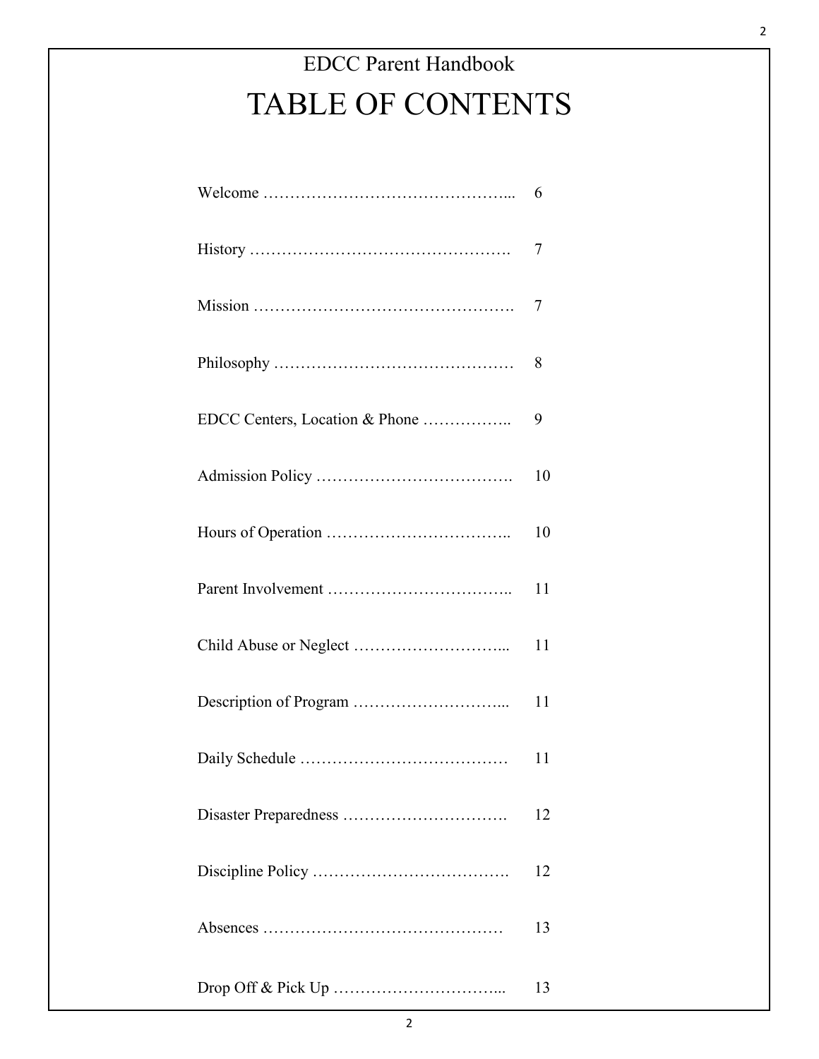EDCC Parent Handbook

# TABLE OF CONTENTS

| Section | Page |
|---|---|
| Welcome | 6 |
| History | 7 |
| Mission | 7 |
| Philosophy | 8 |
| EDCC Centers, Location & Phone | 9 |
| Admission Policy | 10 |
| Hours of Operation | 10 |
| Parent Involvement | 11 |
| Child Abuse or Neglect | 11 |
| Description of Program | 11 |
| Daily Schedule | 11 |
| Disaster Preparedness | 12 |
| Discipline Policy | 12 |
| Absences | 13 |
| Drop Off & Pick Up | 13 |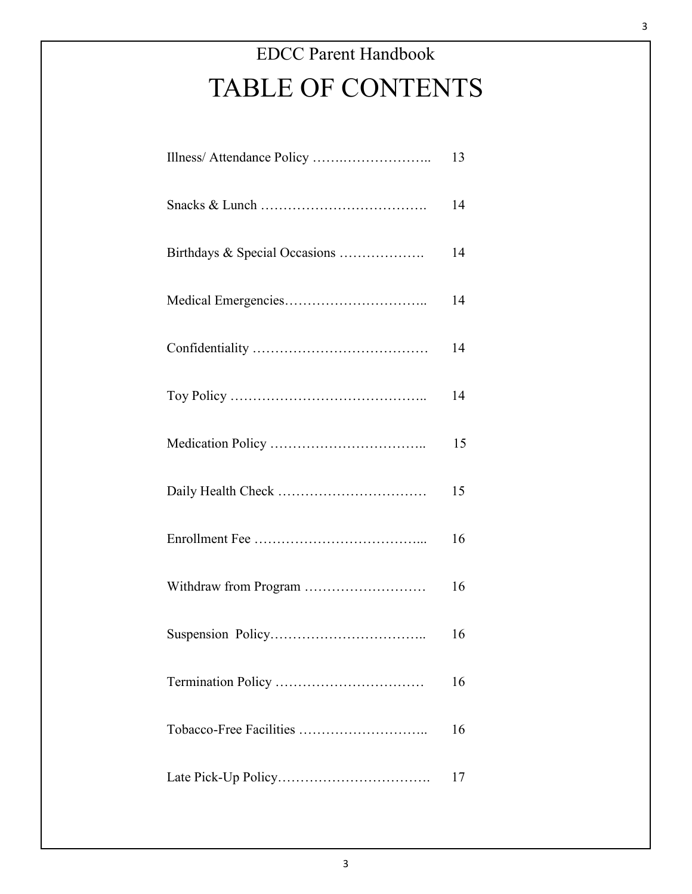EDCC Parent Handbook

# TABLE OF CONTENTS

| | |
|---|---|
| Illness/ Attendance Policy | 13 |
| Snacks & Lunch | 14 |
| Birthdays & Special Occasions | 14 |
| Medical Emergencies | 14 |
| Confidentiality | 14 |
| Toy Policy | 14 |
| Medication Policy | 15 |
| Daily Health Check | 15 |
| Enrollment Fee | 16 |
| Withdraw from Program | 16 |
| Suspension Policy | 16 |
| Termination Policy | 16 |
| Tobacco-Free Facilities | 16 |
| Late Pick-Up Policy | 17 |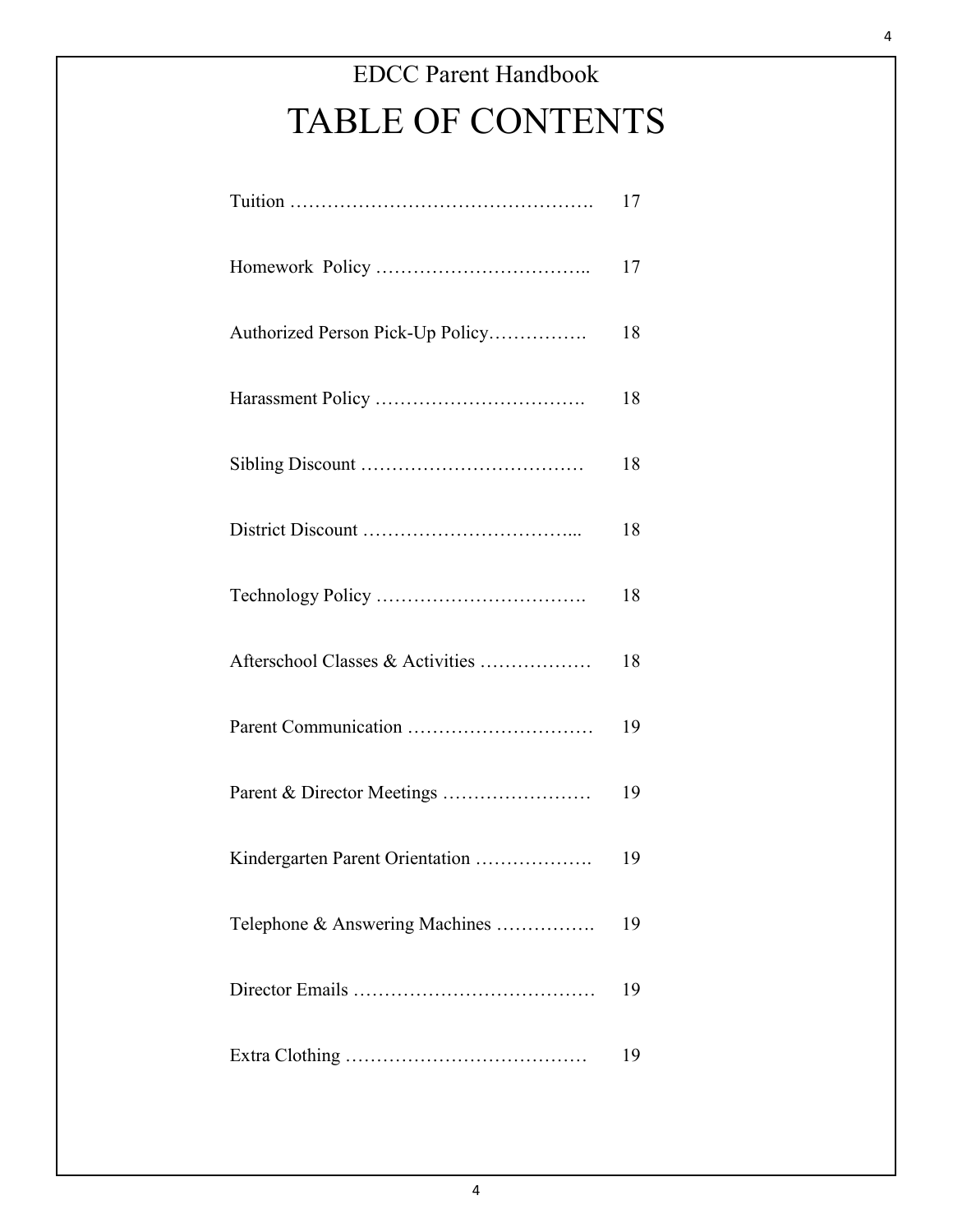EDCC Parent Handbook

# TABLE OF CONTENTS

| | |
|---|---|
| Tuition …………………………………………. | 17 |
| Homework Policy …………………………….. | 17 |
| Authorized Person Pick-Up Policy……………. | 18 |
| Harassment Policy ……………………………. | 18 |
| Sibling Discount ……………………………… | 18 |
| District Discount …………………………….... | 18 |
| Technology Policy ……………………………. | 18 |
| Afterschool Classes & Activities ……………… | 18 |
| Parent Communication ………………………… | 19 |
| Parent & Director Meetings …………………… | 19 |
| Kindergarten Parent Orientation ………………. | 19 |
| Telephone & Answering Machines ……………. | 19 |
| Director Emails ………………………………… | 19 |
| Extra Clothing ………………………………… | 19 |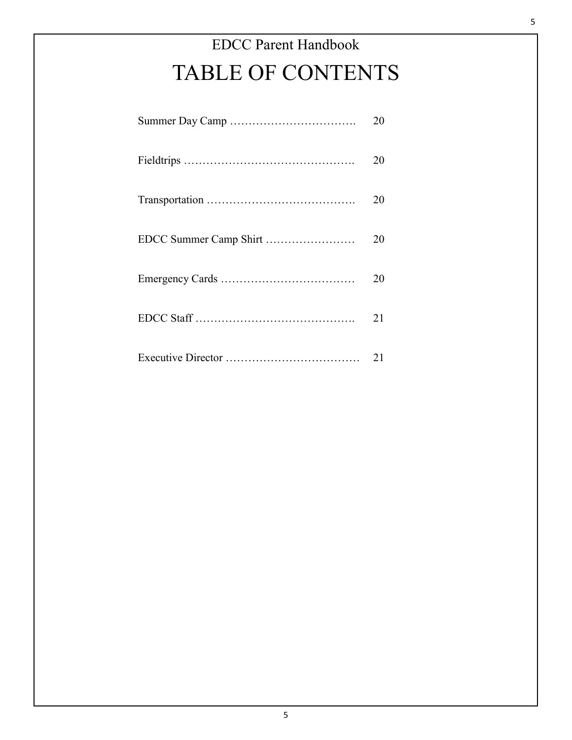EDCC Parent Handbook

# TABLE OF CONTENTS

| | |
|---|---|
| Summer Day Camp ……………………………. | 20 |
| Fieldtrips ………………………………………. | 20 |
| Transportation …………………………………. | 20 |
| EDCC Summer Camp Shirt …………………… | 20 |
| Emergency Cards ……………………………… | 20 |
| EDCC Staff ……………………………………. | 21 |
| Executive Director ……………………………… | 21 |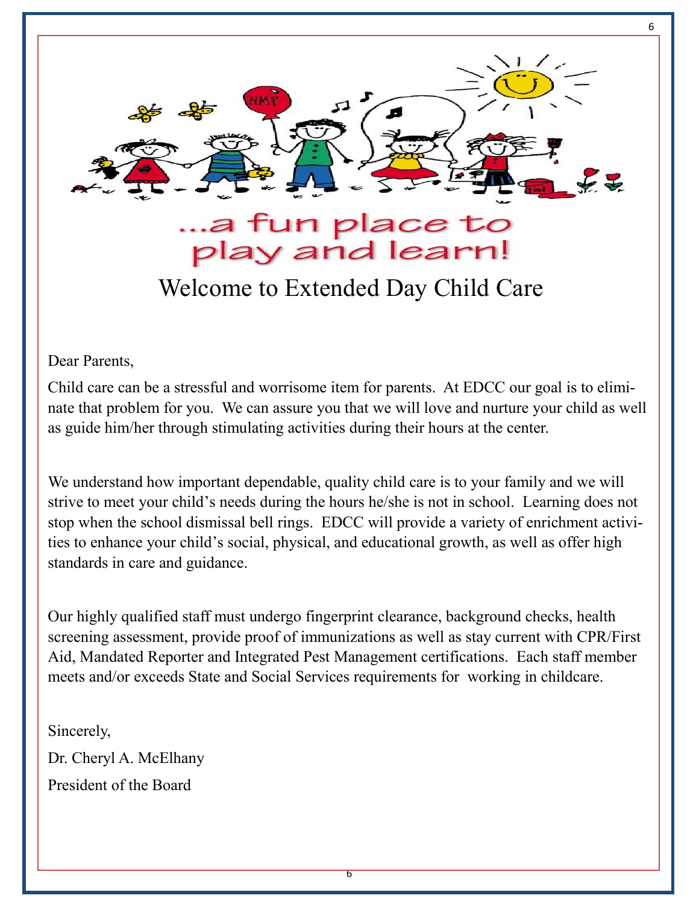...a fun place to play and learn!

# Welcome to Extended Day Child Care

Dear Parents,

Child care can be a stressful and worrisome item for parents. At EDCC our goal is to eliminate that problem for you. We can assure you that we will love and nurture your child as well as guide him/her through stimulating activities during their hours at the center.

We understand how important dependable, quality child care is to your family and we will strive to meet your child's needs during the hours he/she is not in school. Learning does not stop when the school dismissal bell rings. EDCC will provide a variety of enrichment activities to enhance your child's social, physical, and educational growth, as well as offer high standards in care and guidance.

Our highly qualified staff must undergo fingerprint clearance, background checks, health screening assessment, provide proof of immunizations as well as stay current with CPR/First Aid, Mandated Reporter and Integrated Pest Management certifications. Each staff member meets and/or exceeds State and Social Services requirements for working in childcare.

Sincerely,

Dr. Cheryl A. McElhany

President of the Board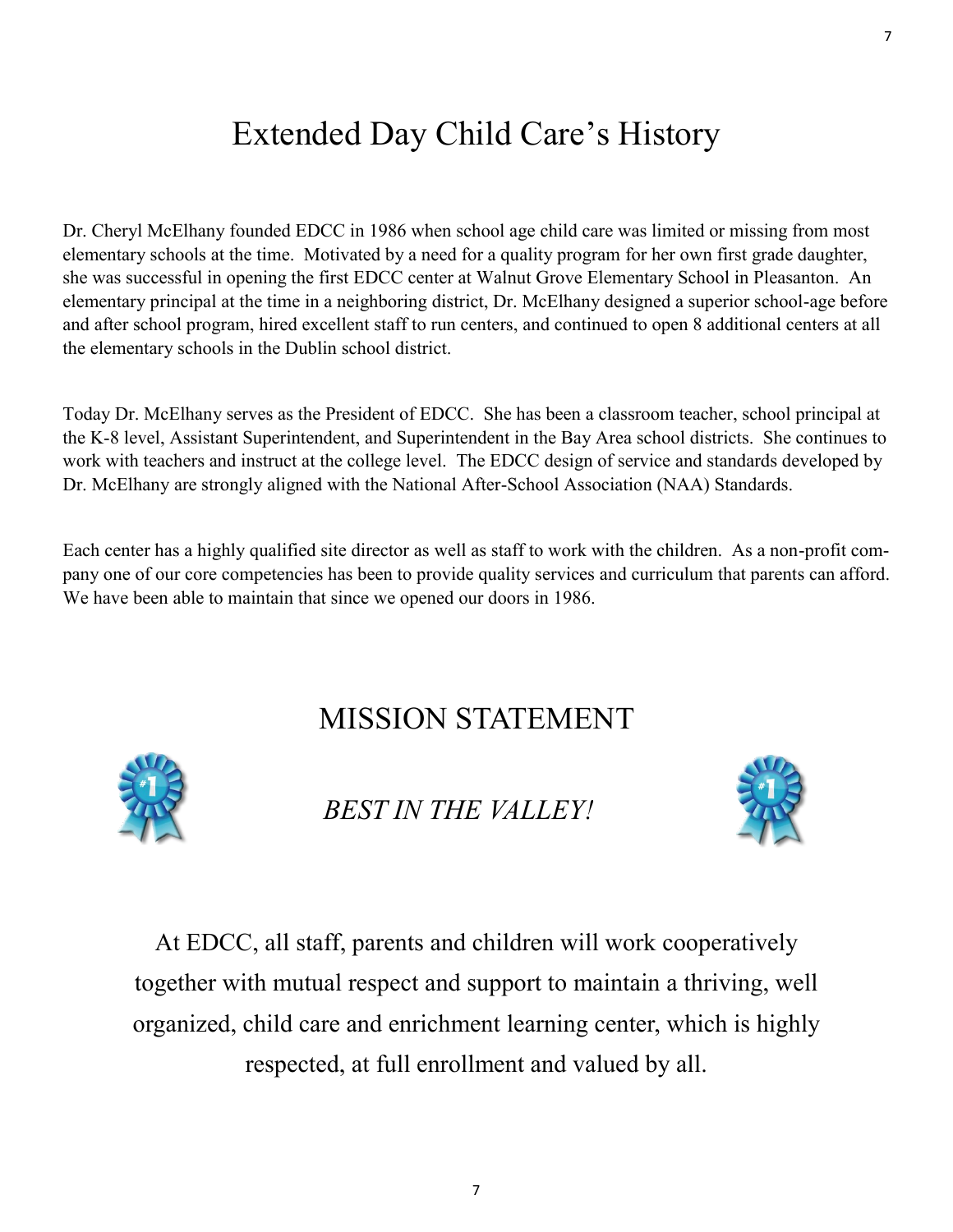# Extended Day Child Care's History

Dr. Cheryl McElhany founded EDCC in 1986 when school age child care was limited or missing from most elementary schools at the time. Motivated by a need for a quality program for her own first grade daughter, she was successful in opening the first EDCC center at Walnut Grove Elementary School in Pleasanton. An elementary principal at the time in a neighboring district, Dr. McElhany designed a superior school-age before and after school program, hired excellent staff to run centers, and continued to open 8 additional centers at all the elementary schools in the Dublin school district.

Today Dr. McElhany serves as the President of EDCC. She has been a classroom teacher, school principal at the K-8 level, Assistant Superintendent, and Superintendent in the Bay Area school districts. She continues to work with teachers and instruct at the college level. The EDCC design of service and standards developed by Dr. McElhany are strongly aligned with the National After-School Association (NAA) Standards.

Each center has a highly qualified site director as well as staff to work with the children. As a non-profit company one of our core competencies has been to provide quality services and curriculum that parents can afford. We have been able to maintain that since we opened our doors in 1986.

## MISSION STATEMENT

*BEST IN THE VALLEY!*

At EDCC, all staff, parents and children will work cooperatively together with mutual respect and support to maintain a thriving, well organized, child care and enrichment learning center, which is highly respected, at full enrollment and valued by all.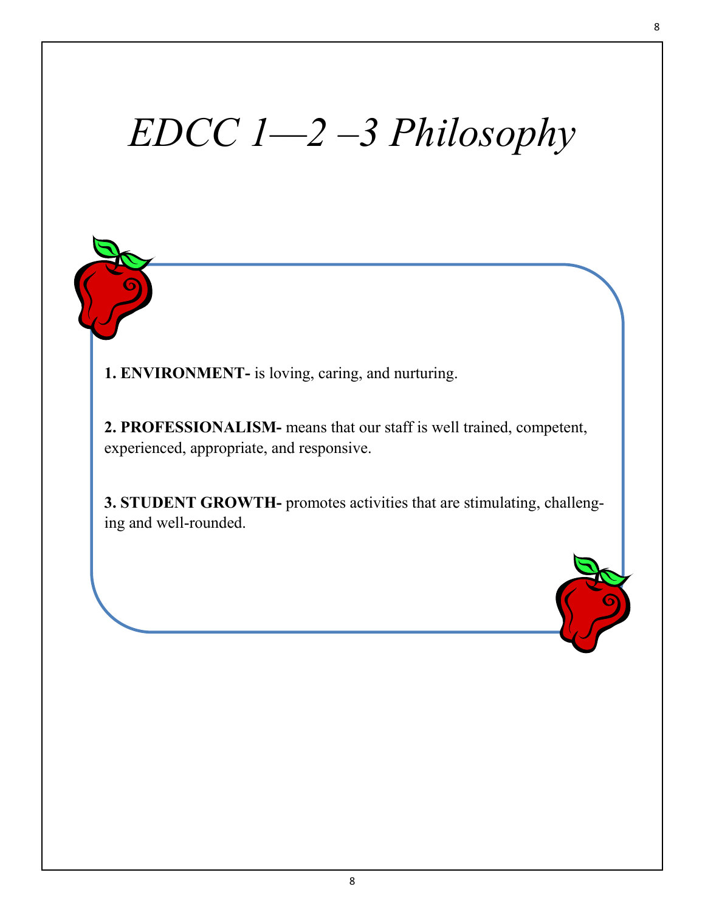# *EDCC 1—2 –3 Philosophy*

**1. ENVIRONMENT-** is loving, caring, and nurturing.

**2. PROFESSIONALISM-** means that our staff is well trained, competent, experienced, appropriate, and responsive.

**3. STUDENT GROWTH-** promotes activities that are stimulating, challenging and well-rounded.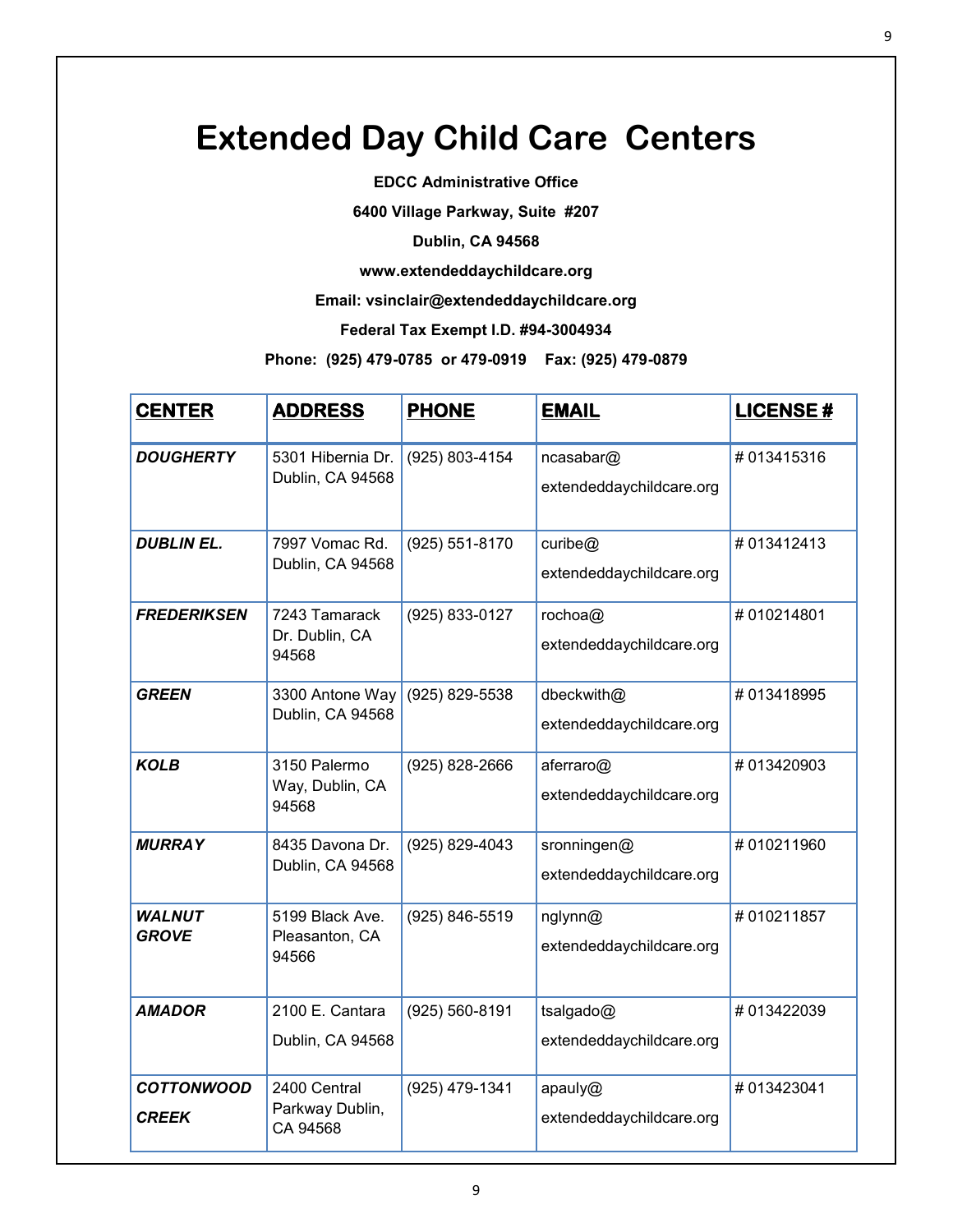# Extended Day Child Care Centers

**EDCC Administrative Office**

**6400 Village Parkway, Suite #207**

**Dublin, CA 94568**

**www.extendeddaychildcare.org**

**Email: vsinclair@extendeddaychildcare.org**

**Federal Tax Exempt I.D. #94-3004934**

**Phone: (925) 479-0785 or 479-0919 Fax: (925) 479-0879**

| CENTER | ADDRESS | PHONE | EMAIL | LICENSE # |
|---|---|---|---|---|
| ***DOUGHERTY*** | 5301 Hibernia Dr. Dublin, CA 94568 | (925) 803-4154 | ncasabar@ extendeddaychildcare.org | # 013415316 |
| ***DUBLIN EL.*** | 7997 Vomac Rd. Dublin, CA 94568 | (925) 551-8170 | curibe@ extendeddaychildcare.org | # 013412413 |
| ***FREDERIKSEN*** | 7243 Tamarack Dr. Dublin, CA 94568 | (925) 833-0127 | rochoa@ extendeddaychildcare.org | # 010214801 |
| ***GREEN*** | 3300 Antone Way Dublin, CA 94568 | (925) 829-5538 | dbeckwith@ extendeddaychildcare.org | # 013418995 |
| ***KOLB*** | 3150 Palermo Way, Dublin, CA 94568 | (925) 828-2666 | aferraro@ extendeddaychildcare.org | # 013420903 |
| ***MURRAY*** | 8435 Davona Dr. Dublin, CA 94568 | (925) 829-4043 | sronningen@ extendeddaychildcare.org | # 010211960 |
| ***WALNUT GROVE*** | 5199 Black Ave. Pleasanton, CA 94566 | (925) 846-5519 | nglynn@ extendeddaychildcare.org | # 010211857 |
| ***AMADOR*** | 2100 E. Cantara Dublin, CA 94568 | (925) 560-8191 | tsalgado@ extendeddaychildcare.org | # 013422039 |
| ***COTTONWOOD CREEK*** | 2400 Central Parkway Dublin, CA 94568 | (925) 479-1341 | apauly@ extendeddaychildcare.org | # 013423041 |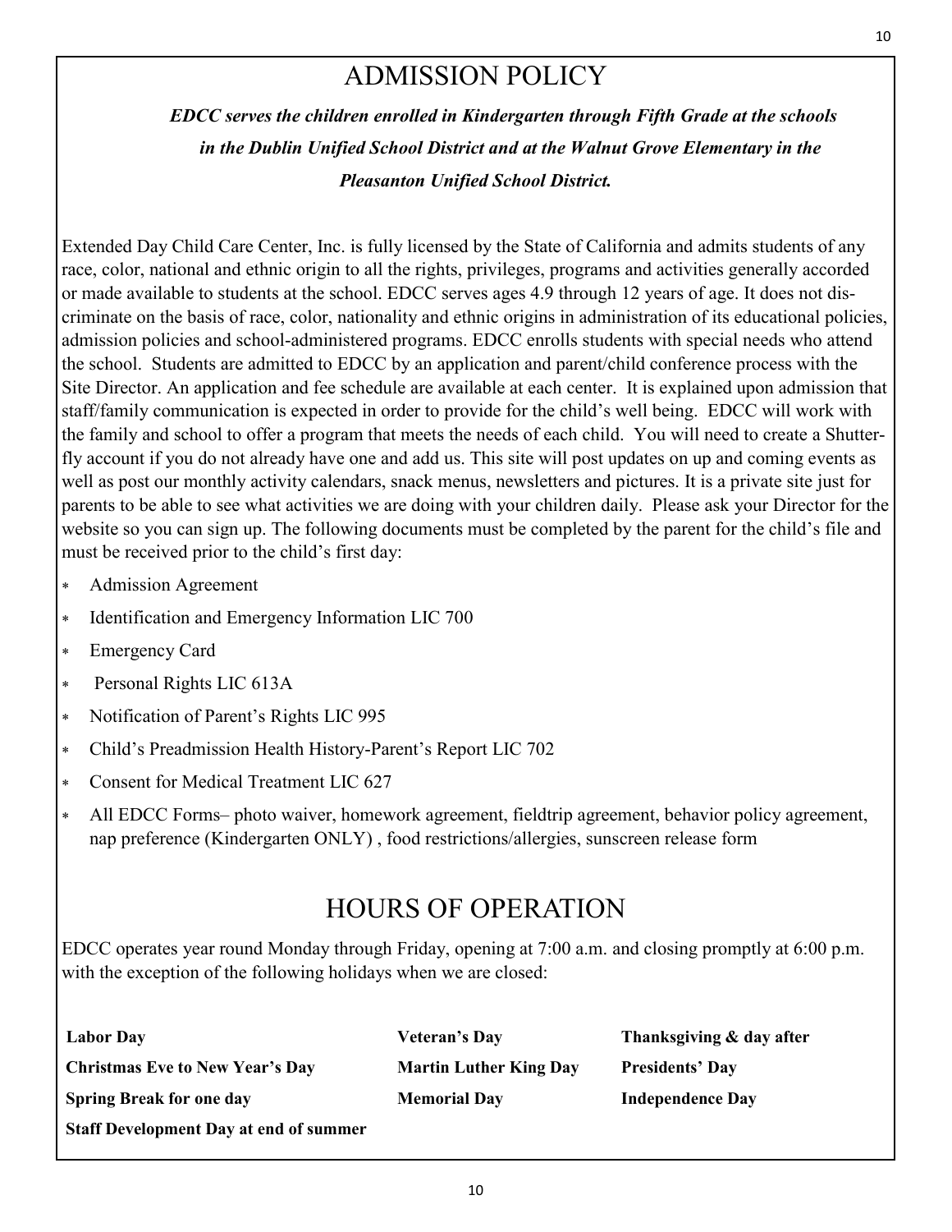# ADMISSION POLICY

***EDCC serves the children enrolled in Kindergarten through Fifth Grade at the schools in the Dublin Unified School District and at the Walnut Grove Elementary in the Pleasanton Unified School District.***

Extended Day Child Care Center, Inc. is fully licensed by the State of California and admits students of any race, color, national and ethnic origin to all the rights, privileges, programs and activities generally accorded or made available to students at the school. EDCC serves ages 4.9 through 12 years of age. It does not discriminate on the basis of race, color, nationality and ethnic origins in administration of its educational policies, admission policies and school-administered programs. EDCC enrolls students with special needs who attend the school. Students are admitted to EDCC by an application and parent/child conference process with the Site Director. An application and fee schedule are available at each center. It is explained upon admission that staff/family communication is expected in order to provide for the child's well being. EDCC will work with the family and school to offer a program that meets the needs of each child. You will need to create a Shutterfly account if you do not already have one and add us. This site will post updates on up and coming events as well as post our monthly activity calendars, snack menus, newsletters and pictures. It is a private site just for parents to be able to see what activities we are doing with your children daily. Please ask your Director for the website so you can sign up. The following documents must be completed by the parent for the child's file and must be received prior to the child's first day:

- Admission Agreement
- Identification and Emergency Information LIC 700
- Emergency Card
- Personal Rights LIC 613A
- Notification of Parent's Rights LIC 995
- Child's Preadmission Health History-Parent's Report LIC 702
- Consent for Medical Treatment LIC 627
- All EDCC Forms– photo waiver, homework agreement, fieldtrip agreement, behavior policy agreement, nap preference (Kindergarten ONLY) , food restrictions/allergies, sunscreen release form

# HOURS OF OPERATION

EDCC operates year round Monday through Friday, opening at 7:00 a.m. and closing promptly at 6:00 p.m. with the exception of the following holidays when we are closed:

**Labor Day**
**Veteran's Day**
**Thanksgiving & day after**
**Christmas Eve to New Year's Day**
**Martin Luther King Day**
**Presidents' Day**
**Spring Break for one day**
**Memorial Day**
**Independence Day**
**Staff Development Day at end of summer**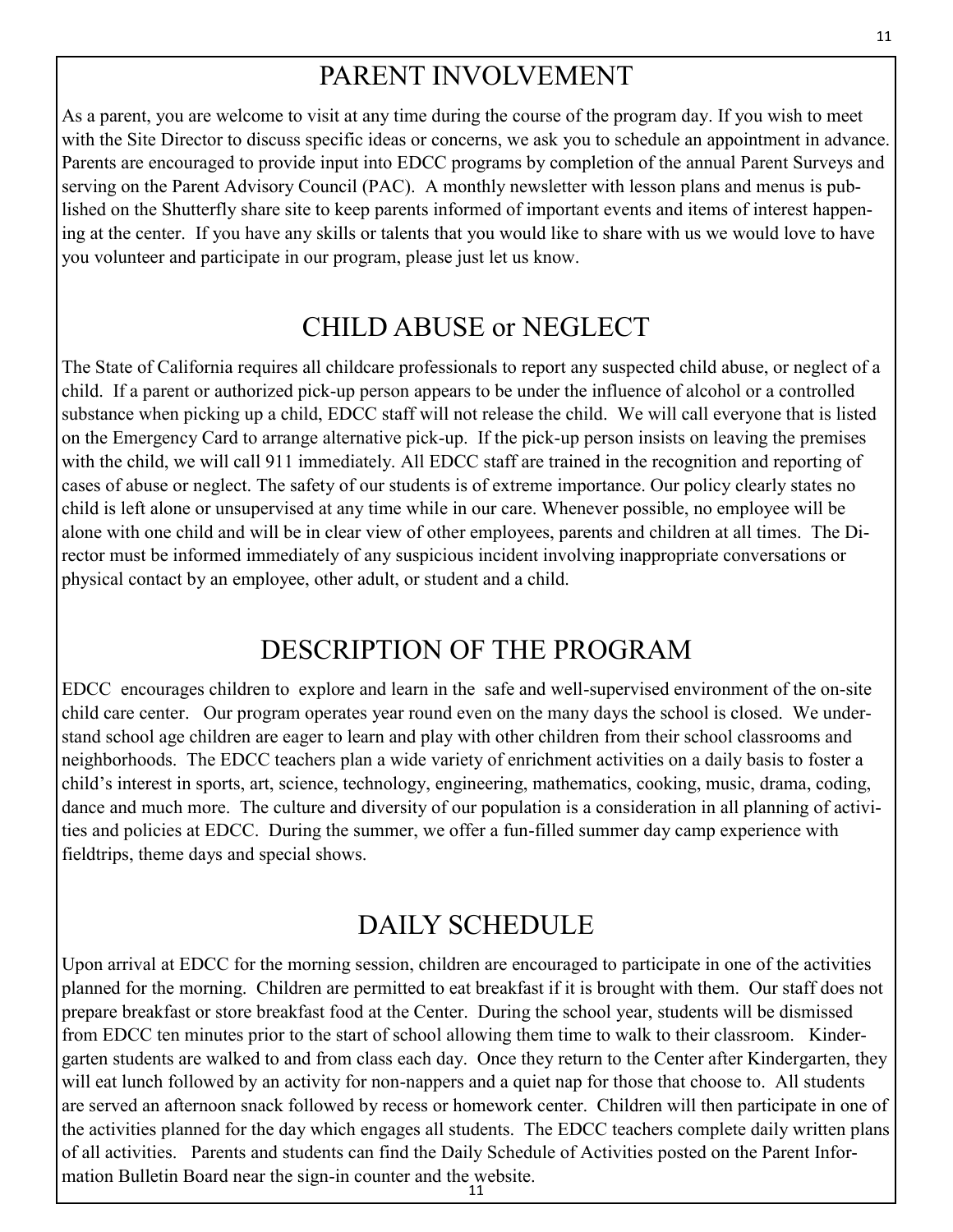## PARENT INVOLVEMENT

As a parent, you are welcome to visit at any time during the course of the program day. If you wish to meet with the Site Director to discuss specific ideas or concerns, we ask you to schedule an appointment in advance. Parents are encouraged to provide input into EDCC programs by completion of the annual Parent Surveys and serving on the Parent Advisory Council (PAC). A monthly newsletter with lesson plans and menus is published on the Shutterfly share site to keep parents informed of important events and items of interest happening at the center. If you have any skills or talents that you would like to share with us we would love to have you volunteer and participate in our program, please just let us know.

## CHILD ABUSE or NEGLECT

The State of California requires all childcare professionals to report any suspected child abuse, or neglect of a child. If a parent or authorized pick-up person appears to be under the influence of alcohol or a controlled substance when picking up a child, EDCC staff will not release the child. We will call everyone that is listed on the Emergency Card to arrange alternative pick-up. If the pick-up person insists on leaving the premises with the child, we will call 911 immediately. All EDCC staff are trained in the recognition and reporting of cases of abuse or neglect. The safety of our students is of extreme importance. Our policy clearly states no child is left alone or unsupervised at any time while in our care. Whenever possible, no employee will be alone with one child and will be in clear view of other employees, parents and children at all times. The Director must be informed immediately of any suspicious incident involving inappropriate conversations or physical contact by an employee, other adult, or student and a child.

## DESCRIPTION OF THE PROGRAM

EDCC encourages children to explore and learn in the safe and well-supervised environment of the on-site child care center. Our program operates year round even on the many days the school is closed. We understand school age children are eager to learn and play with other children from their school classrooms and neighborhoods. The EDCC teachers plan a wide variety of enrichment activities on a daily basis to foster a child's interest in sports, art, science, technology, engineering, mathematics, cooking, music, drama, coding, dance and much more. The culture and diversity of our population is a consideration in all planning of activities and policies at EDCC. During the summer, we offer a fun-filled summer day camp experience with fieldtrips, theme days and special shows.

## DAILY SCHEDULE

Upon arrival at EDCC for the morning session, children are encouraged to participate in one of the activities planned for the morning. Children are permitted to eat breakfast if it is brought with them. Our staff does not prepare breakfast or store breakfast food at the Center. During the school year, students will be dismissed from EDCC ten minutes prior to the start of school allowing them time to walk to their classroom. Kindergarten students are walked to and from class each day. Once they return to the Center after Kindergarten, they will eat lunch followed by an activity for non-nappers and a quiet nap for those that choose to. All students are served an afternoon snack followed by recess or homework center. Children will then participate in one of the activities planned for the day which engages all students. The EDCC teachers complete daily written plans of all activities. Parents and students can find the Daily Schedule of Activities posted on the Parent Information Bulletin Board near the sign-in counter and the website.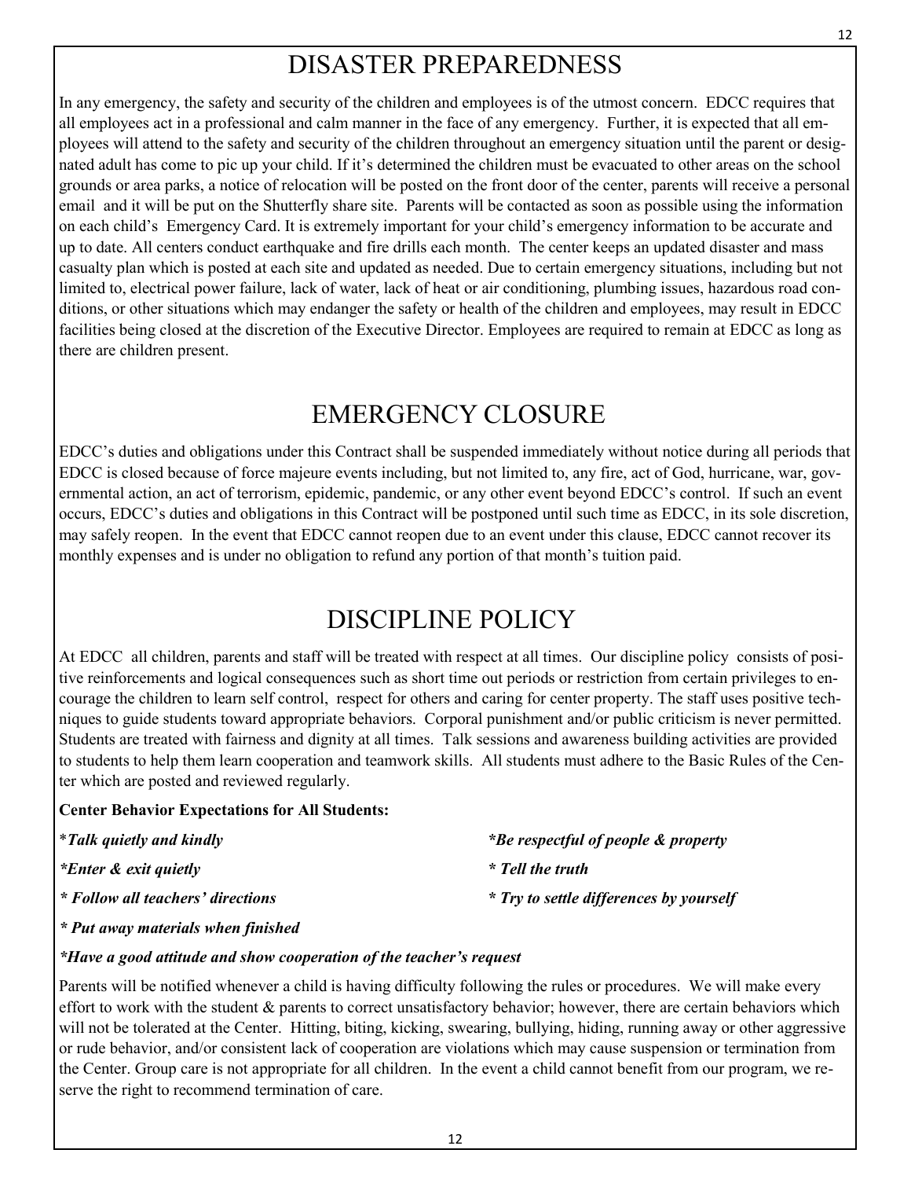# DISASTER PREPAREDNESS

In any emergency, the safety and security of the children and employees is of the utmost concern. EDCC requires that all employees act in a professional and calm manner in the face of any emergency. Further, it is expected that all employees will attend to the safety and security of the children throughout an emergency situation until the parent or designated adult has come to pic up your child. If it's determined the children must be evacuated to other areas on the school grounds or area parks, a notice of relocation will be posted on the front door of the center, parents will receive a personal email and it will be put on the Shutterfly share site. Parents will be contacted as soon as possible using the information on each child's Emergency Card. It is extremely important for your child's emergency information to be accurate and up to date. All centers conduct earthquake and fire drills each month. The center keeps an updated disaster and mass casualty plan which is posted at each site and updated as needed. Due to certain emergency situations, including but not limited to, electrical power failure, lack of water, lack of heat or air conditioning, plumbing issues, hazardous road conditions, or other situations which may endanger the safety or health of the children and employees, may result in EDCC facilities being closed at the discretion of the Executive Director. Employees are required to remain at EDCC as long as there are children present.

# EMERGENCY CLOSURE

EDCC's duties and obligations under this Contract shall be suspended immediately without notice during all periods that EDCC is closed because of force majeure events including, but not limited to, any fire, act of God, hurricane, war, governmental action, an act of terrorism, epidemic, pandemic, or any other event beyond EDCC's control. If such an event occurs, EDCC's duties and obligations in this Contract will be postponed until such time as EDCC, in its sole discretion, may safely reopen. In the event that EDCC cannot reopen due to an event under this clause, EDCC cannot recover its monthly expenses and is under no obligation to refund any portion of that month's tuition paid.

# DISCIPLINE POLICY

At EDCC all children, parents and staff will be treated with respect at all times. Our discipline policy consists of positive reinforcements and logical consequences such as short time out periods or restriction from certain privileges to encourage the children to learn self control, respect for others and caring for center property. The staff uses positive techniques to guide students toward appropriate behaviors. Corporal punishment and/or public criticism is never permitted. Students are treated with fairness and dignity at all times. Talk sessions and awareness building activities are provided to students to help them learn cooperation and teamwork skills. All students must adhere to the Basic Rules of the Center which are posted and reviewed regularly.

**Center Behavior Expectations for All Students:**

*\*Talk quietly and kindly*

*\*Enter & exit quietly*

*\* Follow all teachers' directions*

*\* Put away materials when finished*

*\*Be respectful of people & property*

*\* Tell the truth*

*\* Try to settle differences by yourself*

*\*Have a good attitude and show cooperation of the teacher's request*

Parents will be notified whenever a child is having difficulty following the rules or procedures. We will make every effort to work with the student & parents to correct unsatisfactory behavior; however, there are certain behaviors which will not be tolerated at the Center. Hitting, biting, kicking, swearing, bullying, hiding, running away or other aggressive or rude behavior, and/or consistent lack of cooperation are violations which may cause suspension or termination from the Center. Group care is not appropriate for all children. In the event a child cannot benefit from our program, we reserve the right to recommend termination of care.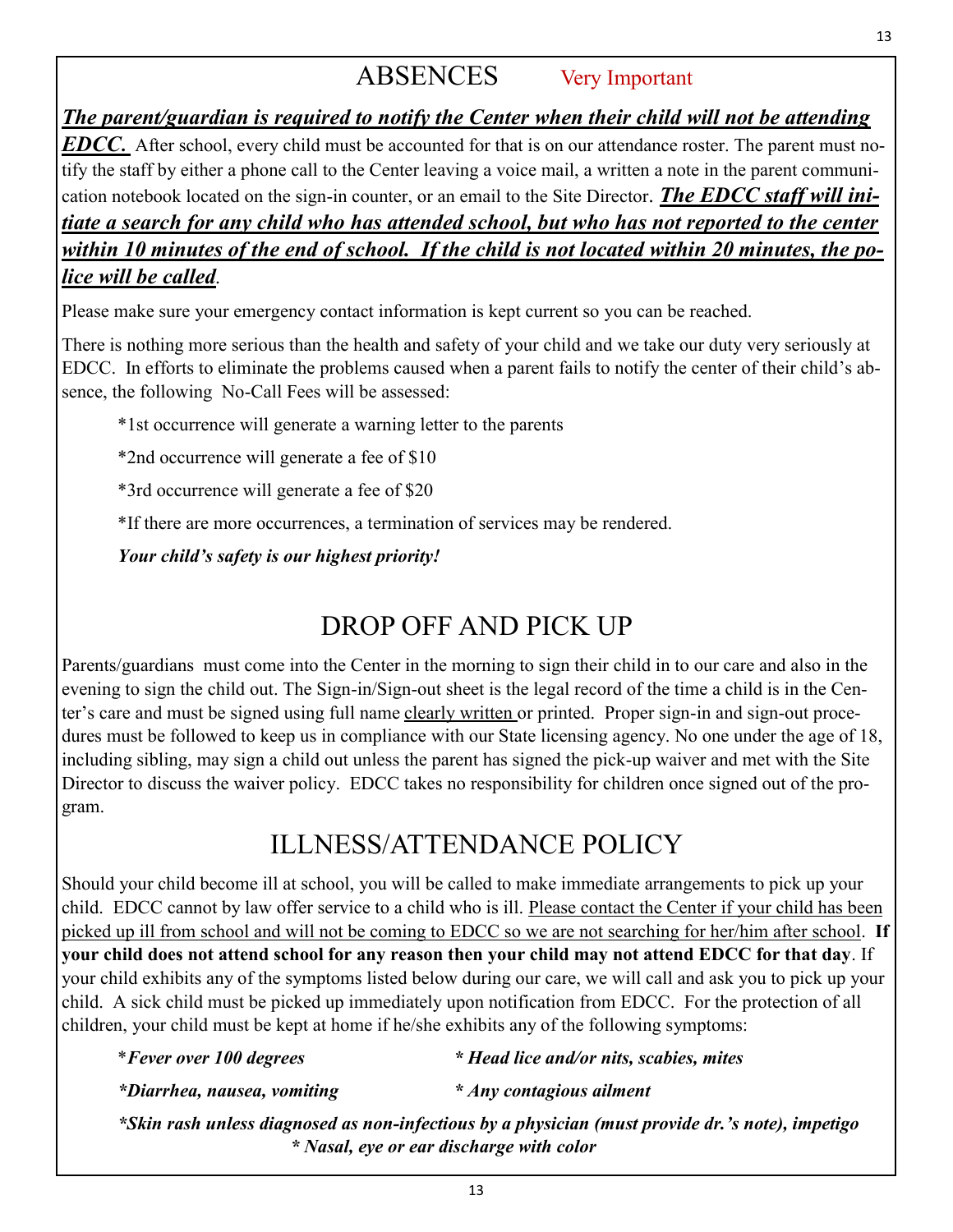## ABSENCES Very Important

***<u>The parent/guardian is required to notify the Center when their child will not be attending EDCC.</u>*** After school, every child must be accounted for that is on our attendance roster. The parent must notify the staff by either a phone call to the Center leaving a voice mail, a written a note in the parent communication notebook located on the sign-in counter, or an email to the Site Director. ***<u>The EDCC staff will initiate a search for any child who has attended school, but who has not reported to the center within 10 minutes of the end of school. If the child is not located within 20 minutes, the police will be called</u>***.

Please make sure your emergency contact information is kept current so you can be reached.

There is nothing more serious than the health and safety of your child and we take our duty very seriously at EDCC. In efforts to eliminate the problems caused when a parent fails to notify the center of their child's absence, the following No-Call Fees will be assessed:

*1st occurrence will generate a warning letter to the parents

*2nd occurrence will generate a fee of $10

*3rd occurrence will generate a fee of $20

*If there are more occurrences, a termination of services may be rendered.

***Your child's safety is our highest priority!***

## DROP OFF AND PICK UP

Parents/guardians must come into the Center in the morning to sign their child in to our care and also in the evening to sign the child out. The Sign-in/Sign-out sheet is the legal record of the time a child is in the Center's care and must be signed using full name <u>clearly written</u> or printed. Proper sign-in and sign-out procedures must be followed to keep us in compliance with our State licensing agency. No one under the age of 18, including sibling, may sign a child out unless the parent has signed the pick-up waiver and met with the Site Director to discuss the waiver policy. EDCC takes no responsibility for children once signed out of the program.

## ILLNESS/ATTENDANCE POLICY

Should your child become ill at school, you will be called to make immediate arrangements to pick up your child. EDCC cannot by law offer service to a child who is ill. <u>Please contact the Center if your child has been picked up ill from school and will not be coming to EDCC so we are not searching for her/him after school</u>. **If your child does not attend school for any reason then your child may not attend EDCC for that day**. If your child exhibits any of the symptoms listed below during our care, we will call and ask you to pick up your child. A sick child must be picked up immediately upon notification from EDCC. For the protection of all children, your child must be kept at home if he/she exhibits any of the following symptoms:

*\*Fever over 100 degrees*

*\* Head lice and/or nits, scabies, mites*

*\*Diarrhea, nausea, vomiting*

*\* Any contagious ailment*

*\*Skin rash unless diagnosed as non-infectious by a physician (must provide dr.'s note), impetigo*

*\* Nasal, eye or ear discharge with color*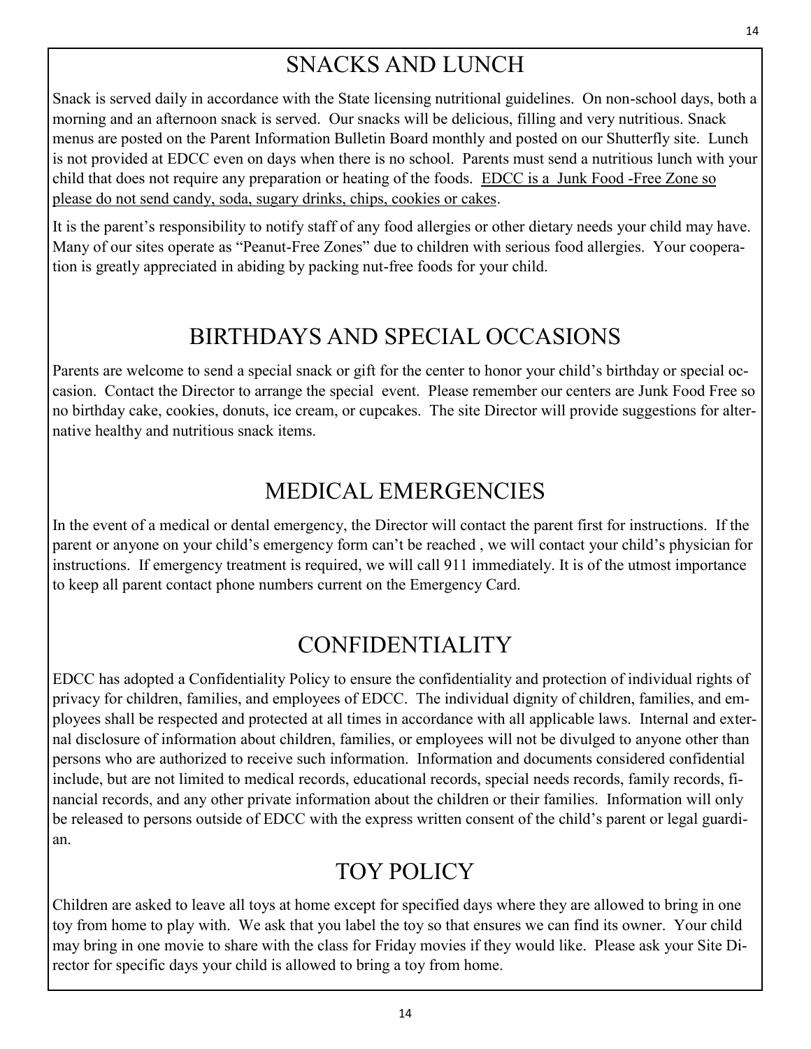## SNACKS AND LUNCH

Snack is served daily in accordance with the State licensing nutritional guidelines. On non-school days, both a morning and an afternoon snack is served. Our snacks will be delicious, filling and very nutritious. Snack menus are posted on the Parent Information Bulletin Board monthly and posted on our Shutterfly site. Lunch is not provided at EDCC even on days when there is no school. Parents must send a nutritious lunch with your child that does not require any preparation or heating of the foods. <u>EDCC is a Junk Food -Free Zone so please do not send candy, soda, sugary drinks, chips, cookies or cakes</u>.

It is the parent's responsibility to notify staff of any food allergies or other dietary needs your child may have. Many of our sites operate as "Peanut-Free Zones" due to children with serious food allergies. Your cooperation is greatly appreciated in abiding by packing nut-free foods for your child.

## BIRTHDAYS AND SPECIAL OCCASIONS

Parents are welcome to send a special snack or gift for the center to honor your child's birthday or special occasion. Contact the Director to arrange the special event. Please remember our centers are Junk Food Free so no birthday cake, cookies, donuts, ice cream, or cupcakes. The site Director will provide suggestions for alternative healthy and nutritious snack items.

## MEDICAL EMERGENCIES

In the event of a medical or dental emergency, the Director will contact the parent first for instructions. If the parent or anyone on your child's emergency form can't be reached , we will contact your child's physician for instructions. If emergency treatment is required, we will call 911 immediately. It is of the utmost importance to keep all parent contact phone numbers current on the Emergency Card.

## CONFIDENTIALITY

EDCC has adopted a Confidentiality Policy to ensure the confidentiality and protection of individual rights of privacy for children, families, and employees of EDCC. The individual dignity of children, families, and employees shall be respected and protected at all times in accordance with all applicable laws. Internal and external disclosure of information about children, families, or employees will not be divulged to anyone other than persons who are authorized to receive such information. Information and documents considered confidential include, but are not limited to medical records, educational records, special needs records, family records, financial records, and any other private information about the children or their families. Information will only be released to persons outside of EDCC with the express written consent of the child's parent or legal guardian.

## TOY POLICY

Children are asked to leave all toys at home except for specified days where they are allowed to bring in one toy from home to play with. We ask that you label the toy so that ensures we can find its owner. Your child may bring in one movie to share with the class for Friday movies if they would like. Please ask your Site Director for specific days your child is allowed to bring a toy from home.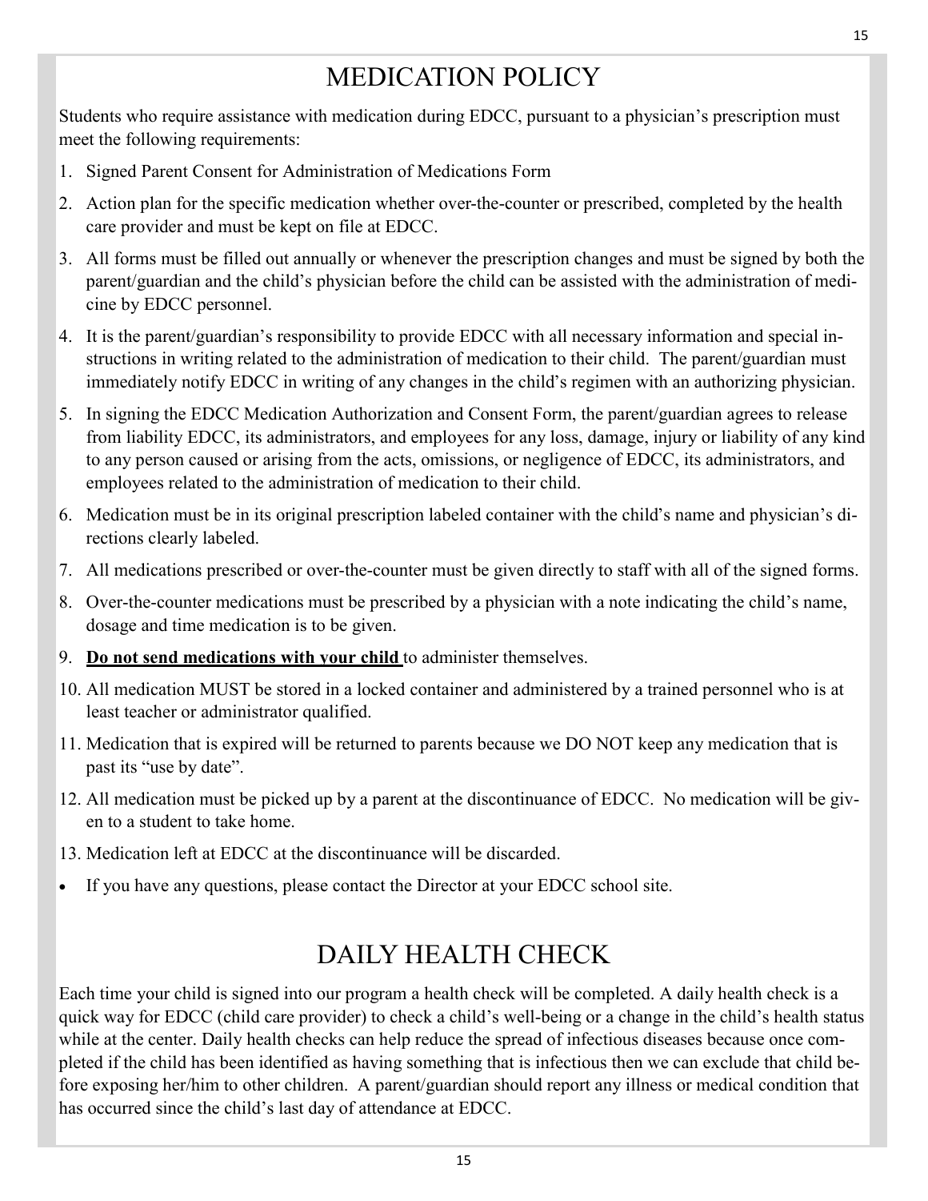# MEDICATION POLICY

Students who require assistance with medication during EDCC, pursuant to a physician's prescription must meet the following requirements:

1. Signed Parent Consent for Administration of Medications Form
2. Action plan for the specific medication whether over-the-counter or prescribed, completed by the health care provider and must be kept on file at EDCC.
3. All forms must be filled out annually or whenever the prescription changes and must be signed by both the parent/guardian and the child's physician before the child can be assisted with the administration of medicine by EDCC personnel.
4. It is the parent/guardian's responsibility to provide EDCC with all necessary information and special instructions in writing related to the administration of medication to their child. The parent/guardian must immediately notify EDCC in writing of any changes in the child's regimen with an authorizing physician.
5. In signing the EDCC Medication Authorization and Consent Form, the parent/guardian agrees to release from liability EDCC, its administrators, and employees for any loss, damage, injury or liability of any kind to any person caused or arising from the acts, omissions, or negligence of EDCC, its administrators, and employees related to the administration of medication to their child.
6. Medication must be in its original prescription labeled container with the child's name and physician's directions clearly labeled.
7. All medications prescribed or over-the-counter must be given directly to staff with all of the signed forms.
8. Over-the-counter medications must be prescribed by a physician with a note indicating the child's name, dosage and time medication is to be given.
9. **<u>Do not send medications with your child</u>** to administer themselves.
10. All medication MUST be stored in a locked container and administered by a trained personnel who is at least teacher or administrator qualified.
11. Medication that is expired will be returned to parents because we DO NOT keep any medication that is past its "use by date".
12. All medication must be picked up by a parent at the discontinuance of EDCC. No medication will be given to a student to take home.
13. Medication left at EDCC at the discontinuance will be discarded.

- If you have any questions, please contact the Director at your EDCC school site.

# DAILY HEALTH CHECK

Each time your child is signed into our program a health check will be completed. A daily health check is a quick way for EDCC (child care provider) to check a child's well-being or a change in the child's health status while at the center. Daily health checks can help reduce the spread of infectious diseases because once completed if the child has been identified as having something that is infectious then we can exclude that child before exposing her/him to other children. A parent/guardian should report any illness or medical condition that has occurred since the child's last day of attendance at EDCC.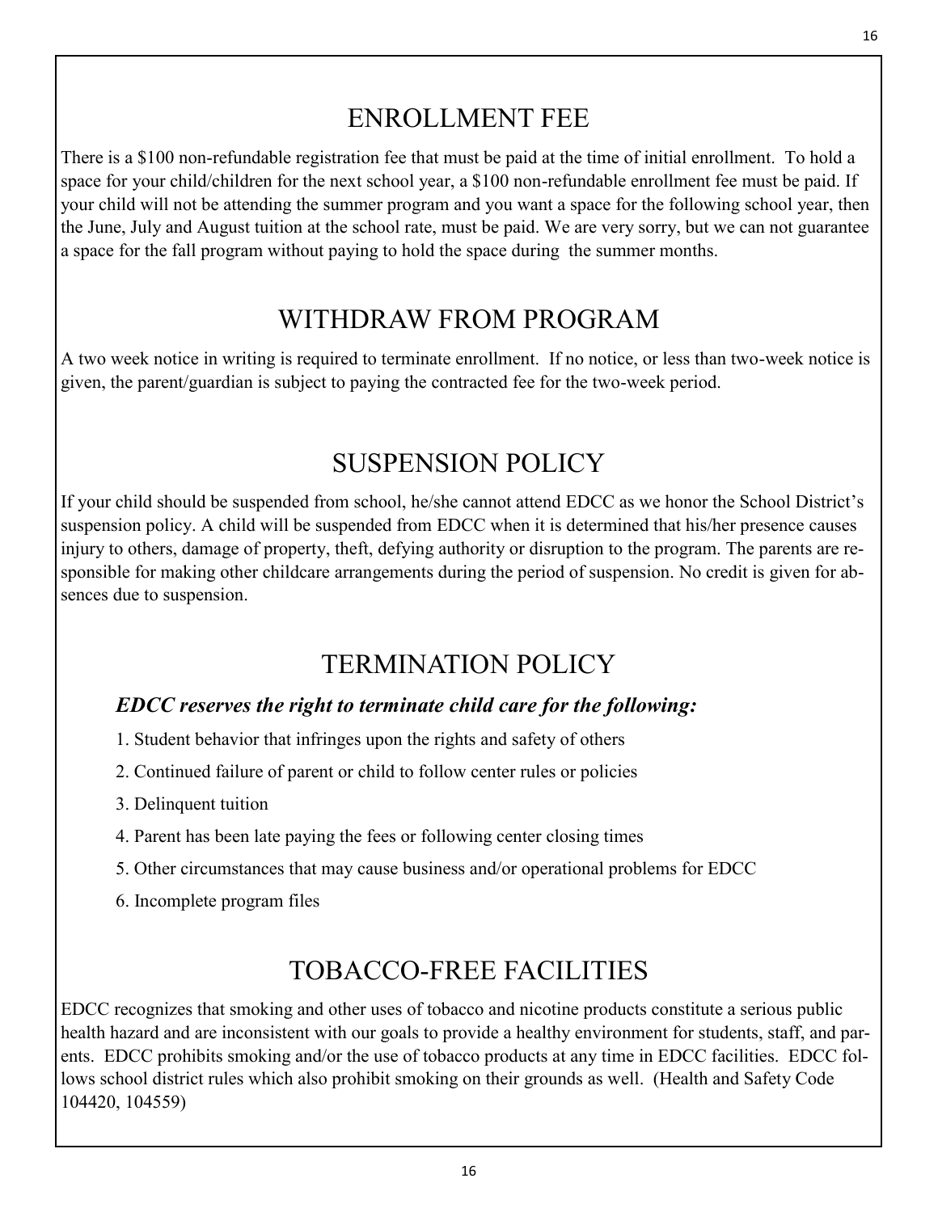## ENROLLMENT FEE

There is a $100 non-refundable registration fee that must be paid at the time of initial enrollment. To hold a space for your child/children for the next school year, a $100 non-refundable enrollment fee must be paid. If your child will not be attending the summer program and you want a space for the following school year, then the June, July and August tuition at the school rate, must be paid. We are very sorry, but we can not guarantee a space for the fall program without paying to hold the space during the summer months.

## WITHDRAW FROM PROGRAM

A two week notice in writing is required to terminate enrollment. If no notice, or less than two-week notice is given, the parent/guardian is subject to paying the contracted fee for the two-week period.

## SUSPENSION POLICY

If your child should be suspended from school, he/she cannot attend EDCC as we honor the School District's suspension policy. A child will be suspended from EDCC when it is determined that his/her presence causes injury to others, damage of property, theft, defying authority or disruption to the program. The parents are responsible for making other childcare arrangements during the period of suspension. No credit is given for absences due to suspension.

## TERMINATION POLICY

***EDCC reserves the right to terminate child care for the following:***

1. Student behavior that infringes upon the rights and safety of others
2. Continued failure of parent or child to follow center rules or policies
3. Delinquent tuition
4. Parent has been late paying the fees or following center closing times
5. Other circumstances that may cause business and/or operational problems for EDCC
6. Incomplete program files

## TOBACCO-FREE FACILITIES

EDCC recognizes that smoking and other uses of tobacco and nicotine products constitute a serious public health hazard and are inconsistent with our goals to provide a healthy environment for students, staff, and parents. EDCC prohibits smoking and/or the use of tobacco products at any time in EDCC facilities. EDCC follows school district rules which also prohibit smoking on their grounds as well. (Health and Safety Code 104420, 104559)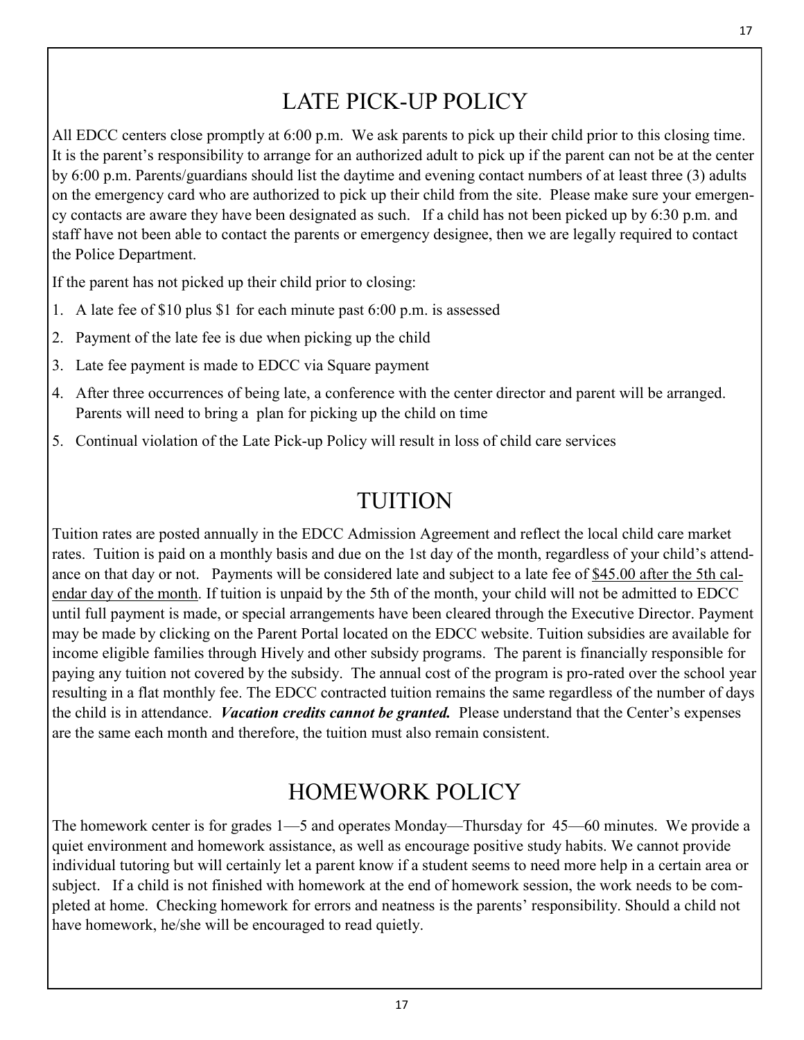# LATE PICK-UP POLICY

All EDCC centers close promptly at 6:00 p.m. We ask parents to pick up their child prior to this closing time. It is the parent's responsibility to arrange for an authorized adult to pick up if the parent can not be at the center by 6:00 p.m. Parents/guardians should list the daytime and evening contact numbers of at least three (3) adults on the emergency card who are authorized to pick up their child from the site. Please make sure your emergency contacts are aware they have been designated as such. If a child has not been picked up by 6:30 p.m. and staff have not been able to contact the parents or emergency designee, then we are legally required to contact the Police Department.

If the parent has not picked up their child prior to closing:

1. A late fee of $10 plus $1 for each minute past 6:00 p.m. is assessed
2. Payment of the late fee is due when picking up the child
3. Late fee payment is made to EDCC via Square payment
4. After three occurrences of being late, a conference with the center director and parent will be arranged. Parents will need to bring a plan for picking up the child on time
5. Continual violation of the Late Pick-up Policy will result in loss of child care services

# TUITION

Tuition rates are posted annually in the EDCC Admission Agreement and reflect the local child care market rates. Tuition is paid on a monthly basis and due on the 1st day of the month, regardless of your child's attendance on that day or not. Payments will be considered late and subject to a late fee of <u>$45.00 after the 5th calendar day of the month</u>. If tuition is unpaid by the 5th of the month, your child will not be admitted to EDCC until full payment is made, or special arrangements have been cleared through the Executive Director. Payment may be made by clicking on the Parent Portal located on the EDCC website. Tuition subsidies are available for income eligible families through Hively and other subsidy programs. The parent is financially responsible for paying any tuition not covered by the subsidy. The annual cost of the program is pro-rated over the school year resulting in a flat monthly fee. The EDCC contracted tuition remains the same regardless of the number of days the child is in attendance. ***Vacation credits cannot be granted.*** Please understand that the Center's expenses are the same each month and therefore, the tuition must also remain consistent.

# HOMEWORK POLICY

The homework center is for grades 1—5 and operates Monday—Thursday for 45—60 minutes. We provide a quiet environment and homework assistance, as well as encourage positive study habits. We cannot provide individual tutoring but will certainly let a parent know if a student seems to need more help in a certain area or subject. If a child is not finished with homework at the end of homework session, the work needs to be completed at home. Checking homework for errors and neatness is the parents' responsibility. Should a child not have homework, he/she will be encouraged to read quietly.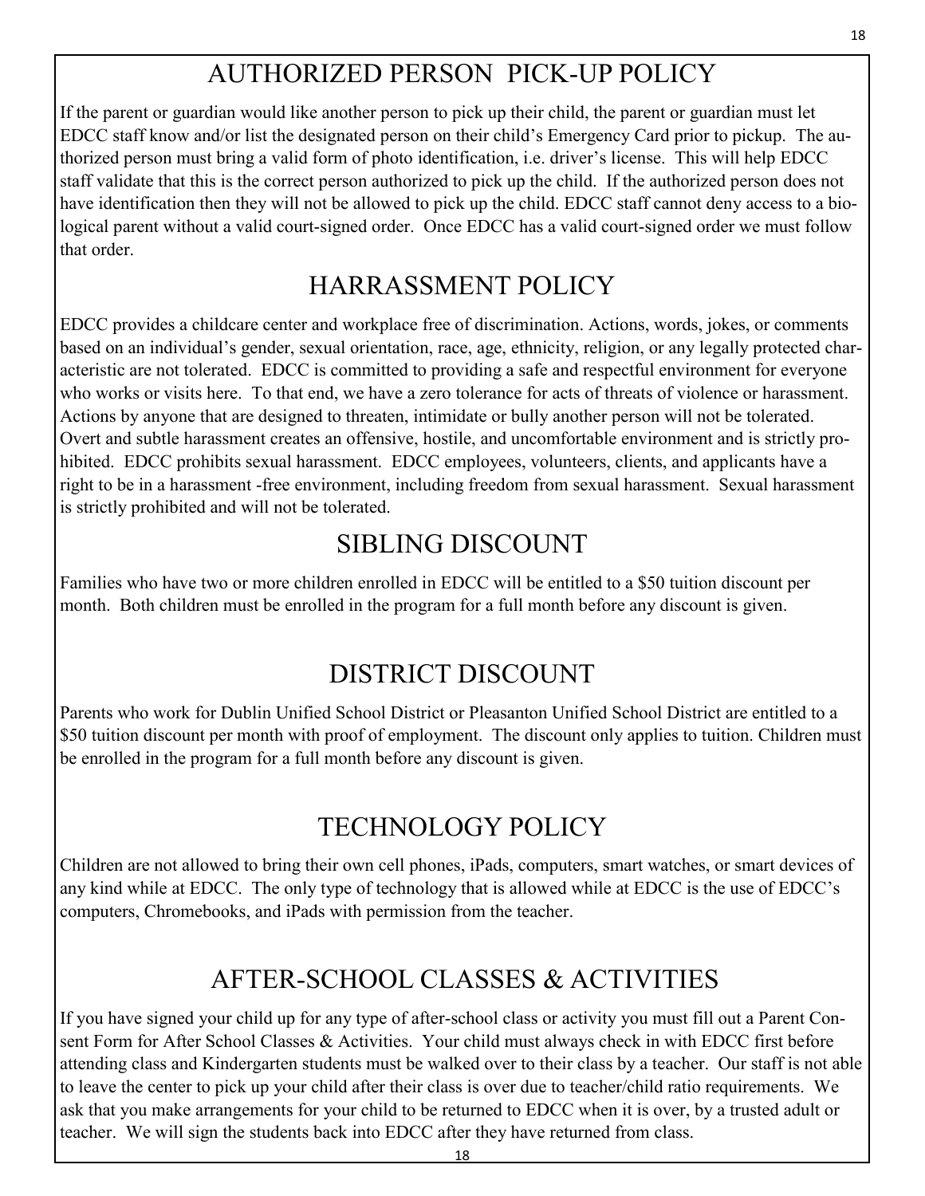# AUTHORIZED PERSON PICK-UP POLICY

If the parent or guardian would like another person to pick up their child, the parent or guardian must let EDCC staff know and/or list the designated person on their child's Emergency Card prior to pickup. The authorized person must bring a valid form of photo identification, i.e. driver's license. This will help EDCC staff validate that this is the correct person authorized to pick up the child. If the authorized person does not have identification then they will not be allowed to pick up the child. EDCC staff cannot deny access to a biological parent without a valid court-signed order. Once EDCC has a valid court-signed order we must follow that order.

# HARRASSMENT POLICY

EDCC provides a childcare center and workplace free of discrimination. Actions, words, jokes, or comments based on an individual's gender, sexual orientation, race, age, ethnicity, religion, or any legally protected characteristic are not tolerated. EDCC is committed to providing a safe and respectful environment for everyone who works or visits here. To that end, we have a zero tolerance for acts of threats of violence or harassment. Actions by anyone that are designed to threaten, intimidate or bully another person will not be tolerated. Overt and subtle harassment creates an offensive, hostile, and uncomfortable environment and is strictly prohibited. EDCC prohibits sexual harassment. EDCC employees, volunteers, clients, and applicants have a right to be in a harassment -free environment, including freedom from sexual harassment. Sexual harassment is strictly prohibited and will not be tolerated.

# SIBLING DISCOUNT

Families who have two or more children enrolled in EDCC will be entitled to a $50 tuition discount per month. Both children must be enrolled in the program for a full month before any discount is given.

# DISTRICT DISCOUNT

Parents who work for Dublin Unified School District or Pleasanton Unified School District are entitled to a $50 tuition discount per month with proof of employment. The discount only applies to tuition. Children must be enrolled in the program for a full month before any discount is given.

# TECHNOLOGY POLICY

Children are not allowed to bring their own cell phones, iPads, computers, smart watches, or smart devices of any kind while at EDCC. The only type of technology that is allowed while at EDCC is the use of EDCC's computers, Chromebooks, and iPads with permission from the teacher.

# AFTER-SCHOOL CLASSES & ACTIVITIES

If you have signed your child up for any type of after-school class or activity you must fill out a Parent Consent Form for After School Classes & Activities. Your child must always check in with EDCC first before attending class and Kindergarten students must be walked over to their class by a teacher. Our staff is not able to leave the center to pick up your child after their class is over due to teacher/child ratio requirements. We ask that you make arrangements for your child to be returned to EDCC when it is over, by a trusted adult or teacher. We will sign the students back into EDCC after they have returned from class.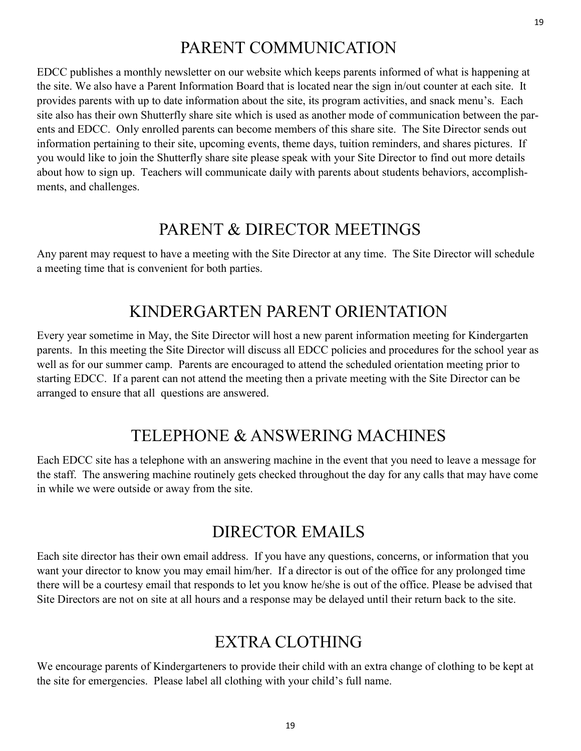# PARENT COMMUNICATION

EDCC publishes a monthly newsletter on our website which keeps parents informed of what is happening at the site. We also have a Parent Information Board that is located near the sign in/out counter at each site. It provides parents with up to date information about the site, its program activities, and snack menu's. Each site also has their own Shutterfly share site which is used as another mode of communication between the parents and EDCC. Only enrolled parents can become members of this share site. The Site Director sends out information pertaining to their site, upcoming events, theme days, tuition reminders, and shares pictures. If you would like to join the Shutterfly share site please speak with your Site Director to find out more details about how to sign up. Teachers will communicate daily with parents about students behaviors, accomplishments, and challenges.

# PARENT & DIRECTOR MEETINGS

Any parent may request to have a meeting with the Site Director at any time. The Site Director will schedule a meeting time that is convenient for both parties.

# KINDERGARTEN PARENT ORIENTATION

Every year sometime in May, the Site Director will host a new parent information meeting for Kindergarten parents. In this meeting the Site Director will discuss all EDCC policies and procedures for the school year as well as for our summer camp. Parents are encouraged to attend the scheduled orientation meeting prior to starting EDCC. If a parent can not attend the meeting then a private meeting with the Site Director can be arranged to ensure that all questions are answered.

# TELEPHONE & ANSWERING MACHINES

Each EDCC site has a telephone with an answering machine in the event that you need to leave a message for the staff. The answering machine routinely gets checked throughout the day for any calls that may have come in while we were outside or away from the site.

# DIRECTOR EMAILS

Each site director has their own email address. If you have any questions, concerns, or information that you want your director to know you may email him/her. If a director is out of the office for any prolonged time there will be a courtesy email that responds to let you know he/she is out of the office. Please be advised that Site Directors are not on site at all hours and a response may be delayed until their return back to the site.

# EXTRA CLOTHING

We encourage parents of Kindergarteners to provide their child with an extra change of clothing to be kept at the site for emergencies. Please label all clothing with your child's full name.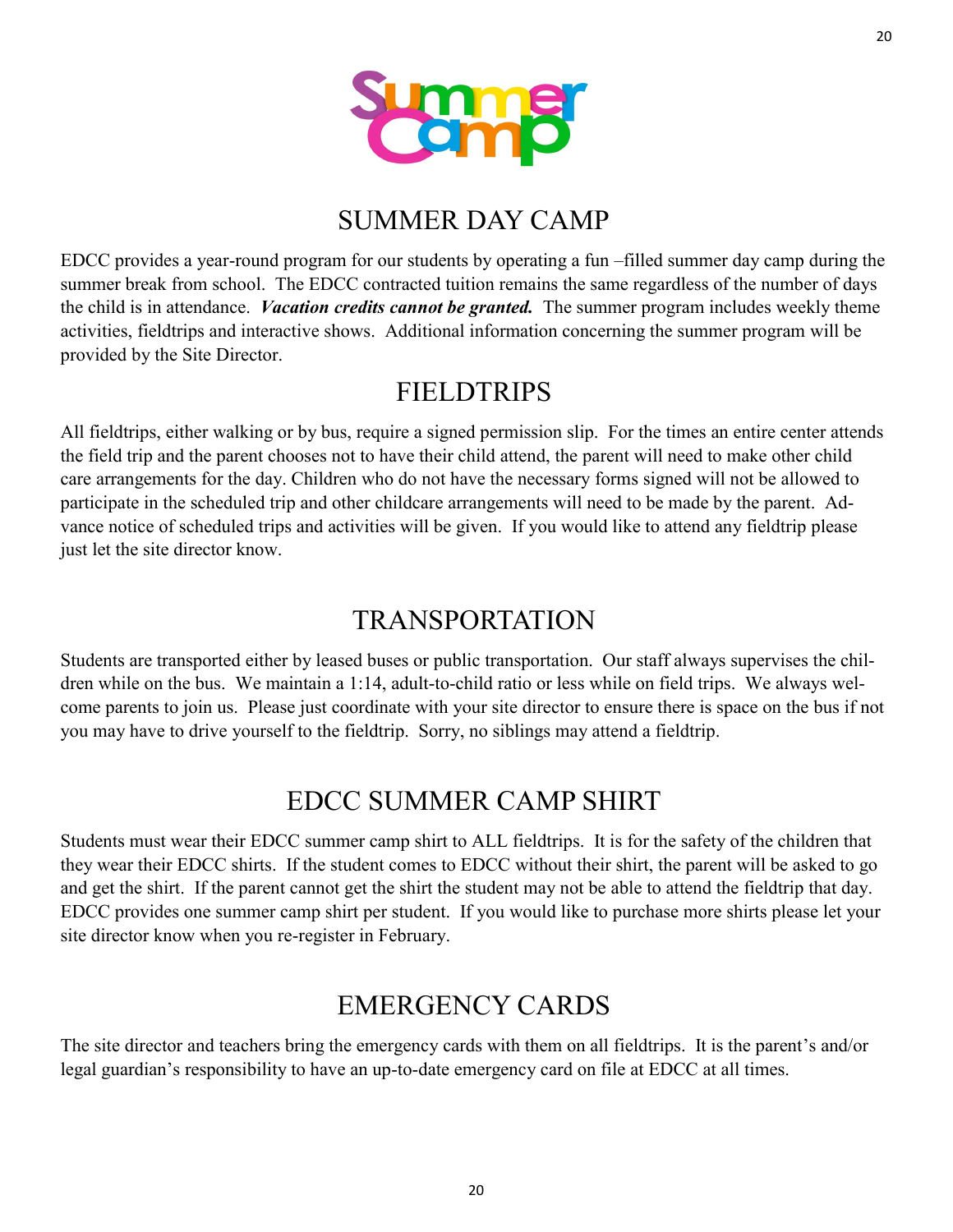# SUMMER DAY CAMP

EDCC provides a year-round program for our students by operating a fun –filled summer day camp during the summer break from school. The EDCC contracted tuition remains the same regardless of the number of days the child is in attendance. ***Vacation credits cannot be granted.*** The summer program includes weekly theme activities, fieldtrips and interactive shows. Additional information concerning the summer program will be provided by the Site Director.

# FIELDTRIPS

All fieldtrips, either walking or by bus, require a signed permission slip. For the times an entire center attends the field trip and the parent chooses not to have their child attend, the parent will need to make other child care arrangements for the day. Children who do not have the necessary forms signed will not be allowed to participate in the scheduled trip and other childcare arrangements will need to be made by the parent. Advance notice of scheduled trips and activities will be given. If you would like to attend any fieldtrip please just let the site director know.

# TRANSPORTATION

Students are transported either by leased buses or public transportation. Our staff always supervises the children while on the bus. We maintain a 1:14, adult-to-child ratio or less while on field trips. We always welcome parents to join us. Please just coordinate with your site director to ensure there is space on the bus if not you may have to drive yourself to the fieldtrip. Sorry, no siblings may attend a fieldtrip.

# EDCC SUMMER CAMP SHIRT

Students must wear their EDCC summer camp shirt to ALL fieldtrips. It is for the safety of the children that they wear their EDCC shirts. If the student comes to EDCC without their shirt, the parent will be asked to go and get the shirt. If the parent cannot get the shirt the student may not be able to attend the fieldtrip that day. EDCC provides one summer camp shirt per student. If you would like to purchase more shirts please let your site director know when you re-register in February.

# EMERGENCY CARDS

The site director and teachers bring the emergency cards with them on all fieldtrips. It is the parent's and/or legal guardian's responsibility to have an up-to-date emergency card on file at EDCC at all times.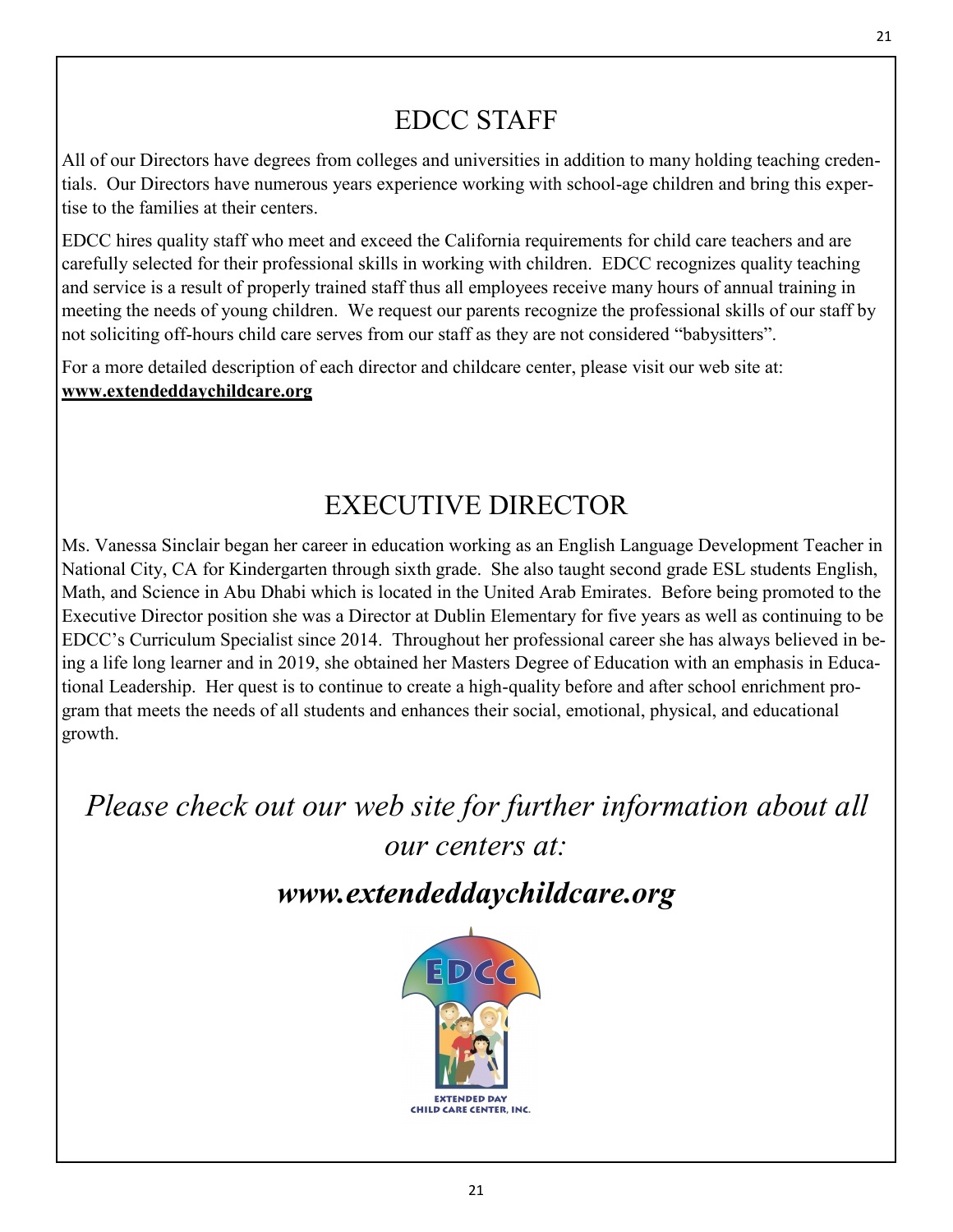# EDCC STAFF

All of our Directors have degrees from colleges and universities in addition to many holding teaching credentials. Our Directors have numerous years experience working with school-age children and bring this expertise to the families at their centers.

EDCC hires quality staff who meet and exceed the California requirements for child care teachers and are carefully selected for their professional skills in working with children. EDCC recognizes quality teaching and service is a result of properly trained staff thus all employees receive many hours of annual training in meeting the needs of young children. We request our parents recognize the professional skills of our staff by not soliciting off-hours child care serves from our staff as they are not considered "babysitters".

For a more detailed description of each director and childcare center, please visit our web site at: **www.extendeddaychildcare.org**

# EXECUTIVE DIRECTOR

Ms. Vanessa Sinclair began her career in education working as an English Language Development Teacher in National City, CA for Kindergarten through sixth grade. She also taught second grade ESL students English, Math, and Science in Abu Dhabi which is located in the United Arab Emirates. Before being promoted to the Executive Director position she was a Director at Dublin Elementary for five years as well as continuing to be EDCC's Curriculum Specialist since 2014. Throughout her professional career she has always believed in being a life long learner and in 2019, she obtained her Masters Degree of Education with an emphasis in Educational Leadership. Her quest is to continue to create a high-quality before and after school enrichment program that meets the needs of all students and enhances their social, emotional, physical, and educational growth.

*Please check out our web site for further information about all our centers at:*

***www.extendeddaychildcare.org***

EDCC

EXTENDED DAY CHILD CARE CENTER, INC.